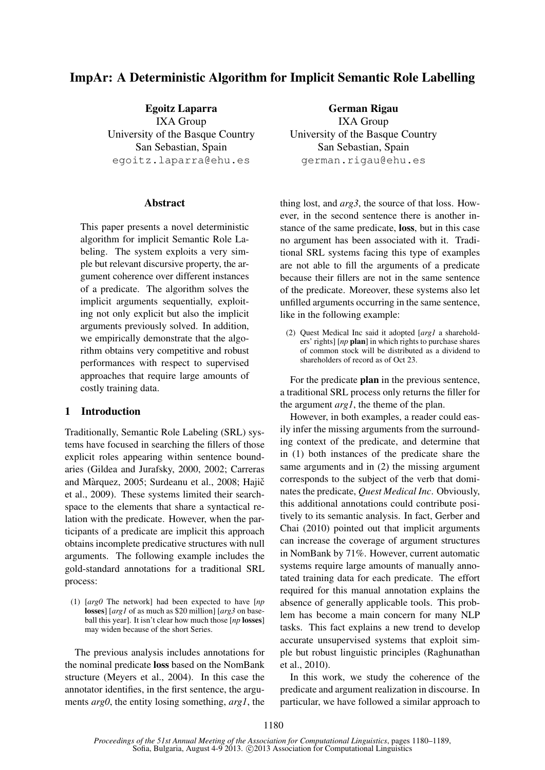# ImpAr: A Deterministic Algorithm for Implicit Semantic Role Labelling

**Egoitz Laparra**
IXA Group
University of the Basque Country
San Sebastian, Spain
egoitz.laparra@ehu.es

**German Rigau**
IXA Group
University of the Basque Country
San Sebastian, Spain
german.rigau@ehu.es

## Abstract

This paper presents a novel deterministic algorithm for implicit Semantic Role Labeling. The system exploits a very simple but relevant discursive property, the argument coherence over different instances of a predicate. The algorithm solves the implicit arguments sequentially, exploiting not only explicit but also the implicit arguments previously solved. In addition, we empirically demonstrate that the algorithm obtains very competitive and robust performances with respect to supervised approaches that require large amounts of costly training data.

## 1 Introduction

Traditionally, Semantic Role Labeling (SRL) systems have focused in searching the fillers of those explicit roles appearing within sentence boundaries (Gildea and Jurafsky, 2000, 2002; Carreras and Màrquez, 2005; Surdeanu et al., 2008; Hajič et al., 2009). These systems limited their search-space to the elements that share a syntactical relation with the predicate. However, when the participants of a predicate are implicit this approach obtains incomplete predicative structures with null arguments. The following example includes the gold-standard annotations for a traditional SRL process:

(1) [*arg0* The network] had been expected to have [*np* **losses**] [*arg1* of as much as $20 million] [*arg3* on baseball this year]. It isn't clear how much those [*np* **losses**] may widen because of the short Series.

The previous analysis includes annotations for the nominal predicate **loss** based on the NomBank structure (Meyers et al., 2004). In this case the annotator identifies, in the first sentence, the arguments *arg0*, the entity losing something, *arg1*, the thing lost, and *arg3*, the source of that loss. However, in the second sentence there is another instance of the same predicate, **loss**, but in this case no argument has been associated with it. Traditional SRL systems facing this type of examples are not able to fill the arguments of a predicate because their fillers are not in the same sentence of the predicate. Moreover, these systems also let unfilled arguments occurring in the same sentence, like in the following example:

(2) Quest Medical Inc said it adopted [*arg1* a shareholders' rights] [*np* **plan**] in which rights to purchase shares of common stock will be distributed as a dividend to shareholders of record as of Oct 23.

For the predicate **plan** in the previous sentence, a traditional SRL process only returns the filler for the argument *arg1*, the theme of the plan.

However, in both examples, a reader could easily infer the missing arguments from the surrounding context of the predicate, and determine that in (1) both instances of the predicate share the same arguments and in (2) the missing argument corresponds to the subject of the verb that dominates the predicate, *Quest Medical Inc*. Obviously, this additional annotations could contribute positively to its semantic analysis. In fact, Gerber and Chai (2010) pointed out that implicit arguments can increase the coverage of argument structures in NomBank by 71%. However, current automatic systems require large amounts of manually annotated training data for each predicate. The effort required for this manual annotation explains the absence of generally applicable tools. This problem has become a main concern for many NLP tasks. This fact explains a new trend to develop accurate unsupervised systems that exploit simple but robust linguistic principles (Raghunathan et al., 2010).

In this work, we study the coherence of the predicate and argument realization in discourse. In particular, we have followed a similar approach to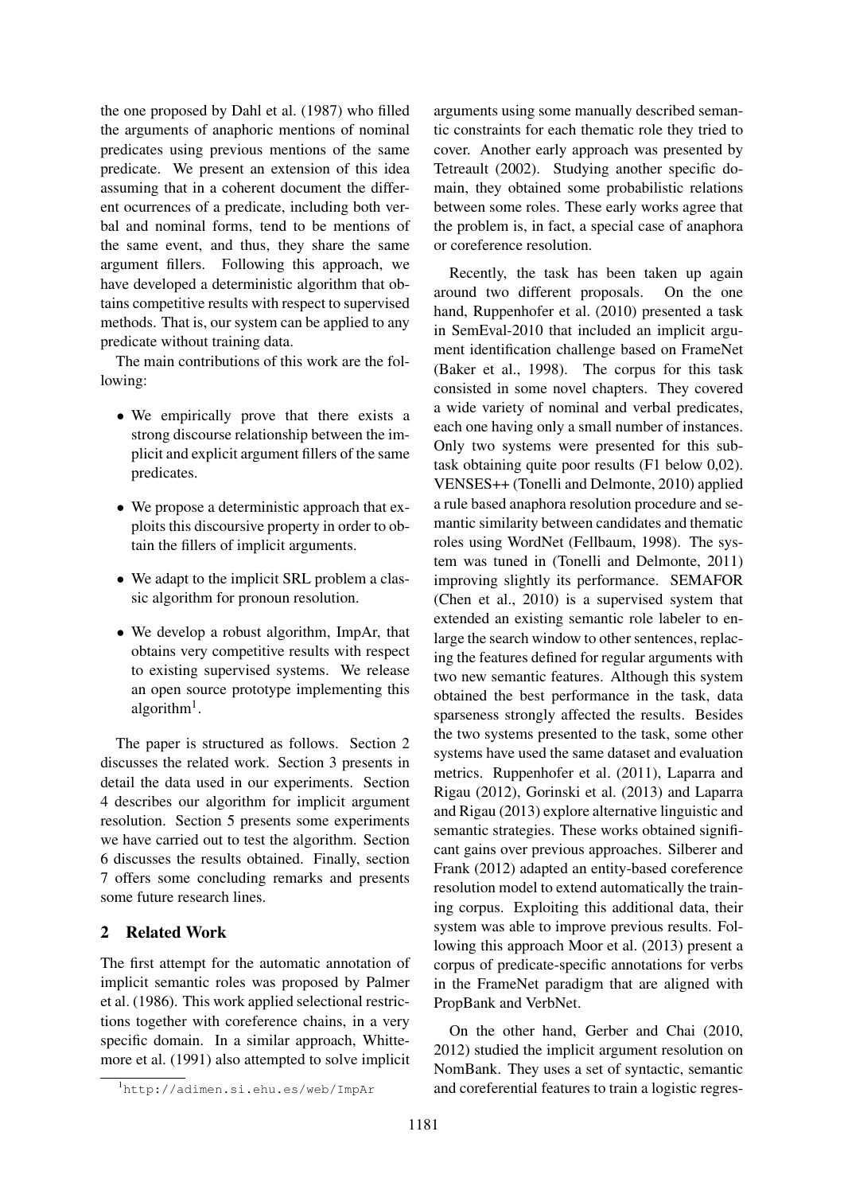the one proposed by Dahl et al. (1987) who filled the arguments of anaphoric mentions of nominal predicates using previous mentions of the same predicate. We present an extension of this idea assuming that in a coherent document the different ocurrences of a predicate, including both verbal and nominal forms, tend to be mentions of the same event, and thus, they share the same argument fillers. Following this approach, we have developed a deterministic algorithm that obtains competitive results with respect to supervised methods. That is, our system can be applied to any predicate without training data.

The main contributions of this work are the following:

- We empirically prove that there exists a strong discourse relationship between the implicit and explicit argument fillers of the same predicates.
- We propose a deterministic approach that exploits this discoursive property in order to obtain the fillers of implicit arguments.
- We adapt to the implicit SRL problem a classic algorithm for pronoun resolution.
- We develop a robust algorithm, ImpAr, that obtains very competitive results with respect to existing supervised systems. We release an open source prototype implementing this algorithm[1].

The paper is structured as follows. Section 2 discusses the related work. Section 3 presents in detail the data used in our experiments. Section 4 describes our algorithm for implicit argument resolution. Section 5 presents some experiments we have carried out to test the algorithm. Section 6 discusses the results obtained. Finally, section 7 offers some concluding remarks and presents some future research lines.

## 2 Related Work

The first attempt for the automatic annotation of implicit semantic roles was proposed by Palmer et al. (1986). This work applied selectional restrictions together with coreference chains, in a very specific domain. In a similar approach, Whittemore et al. (1991) also attempted to solve implicit arguments using some manually described semantic constraints for each thematic role they tried to cover. Another early approach was presented by Tetreault (2002). Studying another specific domain, they obtained some probabilistic relations between some roles. These early works agree that the problem is, in fact, a special case of anaphora or coreference resolution.

Recently, the task has been taken up again around two different proposals. On the one hand, Ruppenhofer et al. (2010) presented a task in SemEval-2010 that included an implicit argument identification challenge based on FrameNet (Baker et al., 1998). The corpus for this task consisted in some novel chapters. They covered a wide variety of nominal and verbal predicates, each one having only a small number of instances. Only two systems were presented for this subtask obtaining quite poor results (F1 below 0,02). VENSES++ (Tonelli and Delmonte, 2010) applied a rule based anaphora resolution procedure and semantic similarity between candidates and thematic roles using WordNet (Fellbaum, 1998). The system was tuned in (Tonelli and Delmonte, 2011) improving slightly its performance. SEMAFOR (Chen et al., 2010) is a supervised system that extended an existing semantic role labeler to enlarge the search window to other sentences, replacing the features defined for regular arguments with two new semantic features. Although this system obtained the best performance in the task, data sparseness strongly affected the results. Besides the two systems presented to the task, some other systems have used the same dataset and evaluation metrics. Ruppenhofer et al. (2011), Laparra and Rigau (2012), Gorinski et al. (2013) and Laparra and Rigau (2013) explore alternative linguistic and semantic strategies. These works obtained significant gains over previous approaches. Silberer and Frank (2012) adapted an entity-based coreference resolution model to extend automatically the training corpus. Exploiting this additional data, their system was able to improve previous results. Following this approach Moor et al. (2013) present a corpus of predicate-specific annotations for verbs in the FrameNet paradigm that are aligned with PropBank and VerbNet.

On the other hand, Gerber and Chai (2010, 2012) studied the implicit argument resolution on NomBank. They uses a set of syntactic, semantic and coreferential features to train a logistic regres-

[1] http://adimen.si.ehu.es/web/ImpAr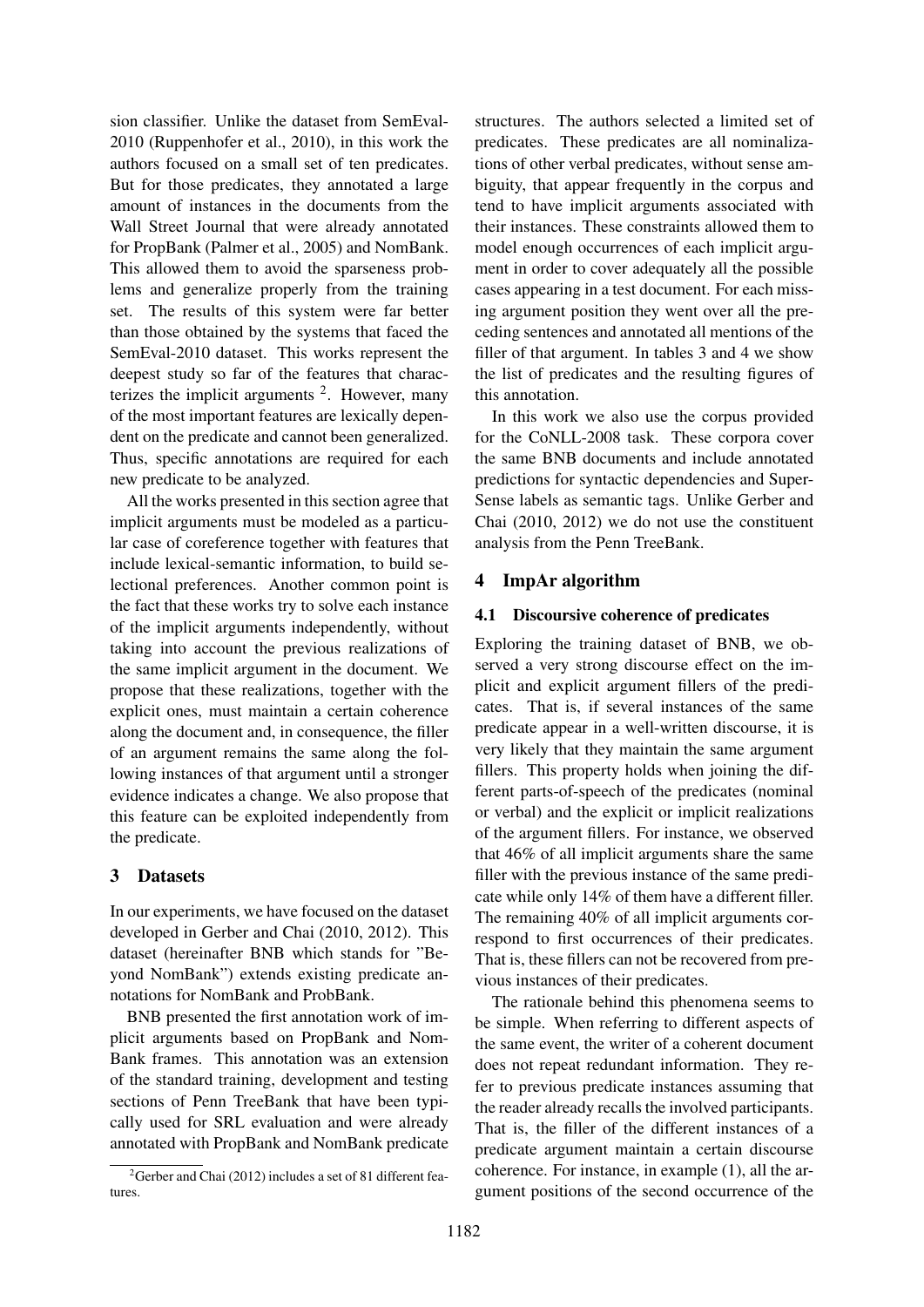sion classifier. Unlike the dataset from SemEval-2010 (Ruppenhofer et al., 2010), in this work the authors focused on a small set of ten predicates. But for those predicates, they annotated a large amount of instances in the documents from the Wall Street Journal that were already annotated for PropBank (Palmer et al., 2005) and NomBank. This allowed them to avoid the sparseness problems and generalize properly from the training set. The results of this system were far better than those obtained by the systems that faced the SemEval-2010 dataset. This works represent the deepest study so far of the features that characterizes the implicit arguments [2]. However, many of the most important features are lexically dependent on the predicate and cannot been generalized. Thus, specific annotations are required for each new predicate to be analyzed.

All the works presented in this section agree that implicit arguments must be modeled as a particular case of coreference together with features that include lexical-semantic information, to build selectional preferences. Another common point is the fact that these works try to solve each instance of the implicit arguments independently, without taking into account the previous realizations of the same implicit argument in the document. We propose that these realizations, together with the explicit ones, must maintain a certain coherence along the document and, in consequence, the filler of an argument remains the same along the following instances of that argument until a stronger evidence indicates a change. We also propose that this feature can be exploited independently from the predicate.

## 3 Datasets

In our experiments, we have focused on the dataset developed in Gerber and Chai (2010, 2012). This dataset (hereinafter BNB which stands for "Beyond NomBank") extends existing predicate annotations for NomBank and ProbBank.

BNB presented the first annotation work of implicit arguments based on PropBank and NomBank frames. This annotation was an extension of the standard training, development and testing sections of Penn TreeBank that have been typically used for SRL evaluation and were already annotated with PropBank and NomBank predicate structures. The authors selected a limited set of predicates. These predicates are all nominalizations of other verbal predicates, without sense ambiguity, that appear frequently in the corpus and tend to have implicit arguments associated with their instances. These constraints allowed them to model enough occurrences of each implicit argument in order to cover adequately all the possible cases appearing in a test document. For each missing argument position they went over all the preceding sentences and annotated all mentions of the filler of that argument. In tables 3 and 4 we show the list of predicates and the resulting figures of this annotation.

In this work we also use the corpus provided for the CoNLL-2008 task. These corpora cover the same BNB documents and include annotated predictions for syntactic dependencies and SuperSense labels as semantic tags. Unlike Gerber and Chai (2010, 2012) we do not use the constituent analysis from the Penn TreeBank.

## 4 ImpAr algorithm

### 4.1 Discoursive coherence of predicates

Exploring the training dataset of BNB, we observed a very strong discourse effect on the implicit and explicit argument fillers of the predicates. That is, if several instances of the same predicate appear in a well-written discourse, it is very likely that they maintain the same argument fillers. This property holds when joining the different parts-of-speech of the predicates (nominal or verbal) and the explicit or implicit realizations of the argument fillers. For instance, we observed that 46% of all implicit arguments share the same filler with the previous instance of the same predicate while only 14% of them have a different filler. The remaining 40% of all implicit arguments correspond to first occurrences of their predicates. That is, these fillers can not be recovered from previous instances of their predicates.

The rationale behind this phenomena seems to be simple. When referring to different aspects of the same event, the writer of a coherent document does not repeat redundant information. They refer to previous predicate instances assuming that the reader already recalls the involved participants. That is, the filler of the different instances of a predicate argument maintain a certain discourse coherence. For instance, in example (1), all the argument positions of the second occurrence of the

[2] Gerber and Chai (2012) includes a set of 81 different features.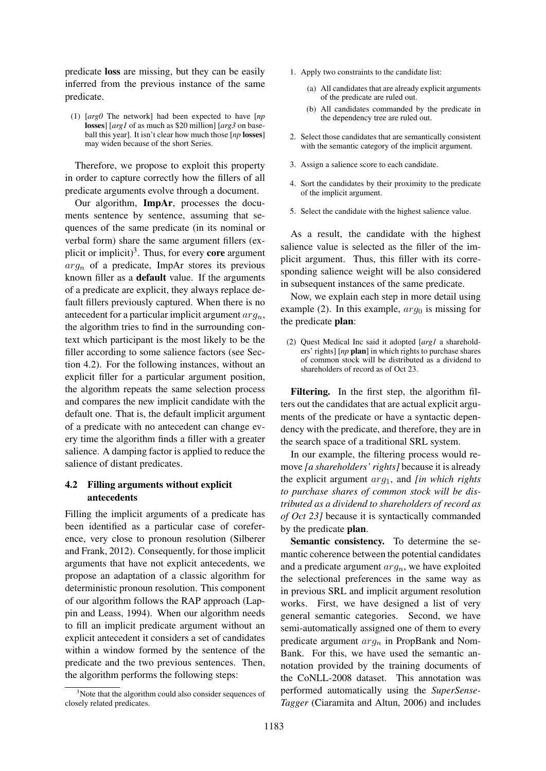predicate **loss** are missing, but they can be easily inferred from the previous instance of the same predicate.

(1) [*arg0* The network] had been expected to have [*np* **losses**] [*arg1* of as much as $20 million] [*arg3* on baseball this year]. It isn't clear how much those [*np* **losses**] may widen because of the short Series.

Therefore, we propose to exploit this property in order to capture correctly how the fillers of all predicate arguments evolve through a document.

Our algorithm, **ImpAr**, processes the documents sentence by sentence, assuming that sequences of the same predicate (in its nominal or verbal form) share the same argument fillers (explicit or implicit)[3]. Thus, for every **core** argument $arg_n$ of a predicate, ImpAr stores its previous known filler as a **default** value. If the arguments of a predicate are explicit, they always replace default fillers previously captured. When there is no antecedent for a particular implicit argument $arg_n$, the algorithm tries to find in the surrounding context which participant is the most likely to be the filler according to some salience factors (see Section 4.2). For the following instances, without an explicit filler for a particular argument position, the algorithm repeats the same selection process and compares the new implicit candidate with the default one. That is, the default implicit argument of a predicate with no antecedent can change every time the algorithm finds a filler with a greater salience. A damping factor is applied to reduce the salience of distant predicates.

### 4.2 Filling arguments without explicit antecedents

Filling the implicit arguments of a predicate has been identified as a particular case of coreference, very close to pronoun resolution (Silberer and Frank, 2012). Consequently, for those implicit arguments that have not explicit antecedents, we propose an adaptation of a classic algorithm for deterministic pronoun resolution. This component of our algorithm follows the RAP approach (Lappin and Leass, 1994). When our algorithm needs to fill an implicit predicate argument without an explicit antecedent it considers a set of candidates within a window formed by the sentence of the predicate and the two previous sentences. Then, the algorithm performs the following steps:

1. Apply two constraints to the candidate list:
   (a) All candidates that are already explicit arguments of the predicate are ruled out.
   (b) All candidates commanded by the predicate in the dependency tree are ruled out.
2. Select those candidates that are semantically consistent with the semantic category of the implicit argument.
3. Assign a salience score to each candidate.
4. Sort the candidates by their proximity to the predicate of the implicit argument.
5. Select the candidate with the highest salience value.

As a result, the candidate with the highest salience value is selected as the filler of the implicit argument. Thus, this filler with its corresponding salience weight will be also considered in subsequent instances of the same predicate.

Now, we explain each step in more detail using example (2). In this example, $arg_0$ is missing for the predicate **plan**:

(2) Quest Medical Inc said it adopted [*arg1* a shareholders' rights] [*np* **plan**] in which rights to purchase shares of common stock will be distributed as a dividend to shareholders of record as of Oct 23.

**Filtering.** In the first step, the algorithm filters out the candidates that are actual explicit arguments of the predicate or have a syntactic dependency with the predicate, and therefore, they are in the search space of a traditional SRL system.

In our example, the filtering process would remove *[a shareholders' rights]* because it is already the explicit argument $arg_1$, and *[in which rights to purchase shares of common stock will be distributed as a dividend to shareholders of record as of Oct 23]* because it is syntactically commanded by the predicate **plan**.

**Semantic consistency.** To determine the semantic coherence between the potential candidates and a predicate argument $arg_n$, we have exploited the selectional preferences in the same way as in previous SRL and implicit argument resolution works. First, we have designed a list of very general semantic categories. Second, we have semi-automatically assigned one of them to every predicate argument $arg_n$ in PropBank and NomBank. For this, we have used the semantic annotation provided by the training documents of the CoNLL-2008 dataset. This annotation was performed automatically using the *SuperSense-Tagger* (Ciaramita and Altun, 2006) and includes

[3]Note that the algorithm could also consider sequences of closely related predicates.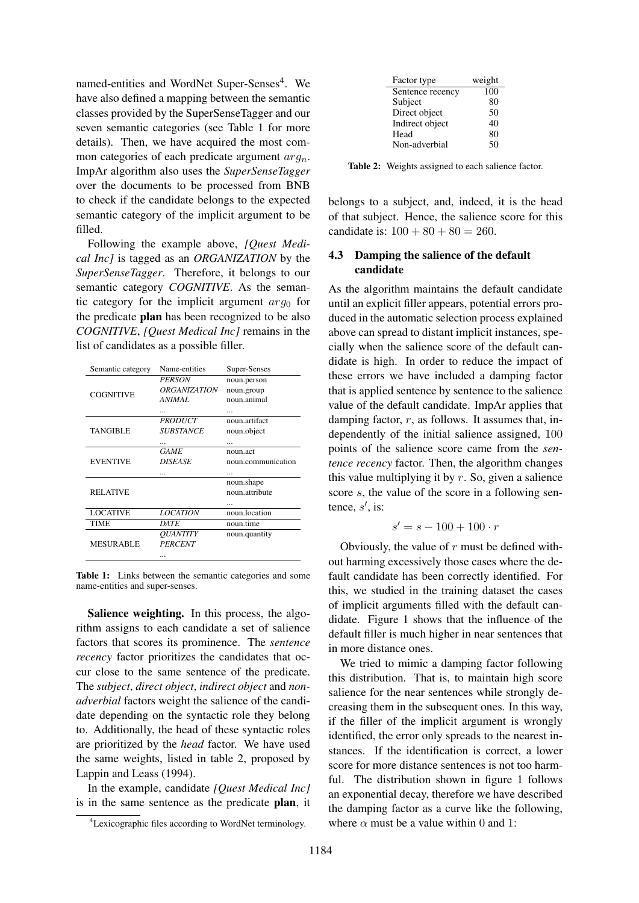named-entities and WordNet Super-Senses[4]. We have also defined a mapping between the semantic classes provided by the SuperSenseTagger and our seven semantic categories (see Table 1 for more details). Then, we have acquired the most common categories of each predicate argument $arg_n$. ImpAr algorithm also uses the *SuperSenseTagger* over the documents to be processed from BNB to check if the candidate belongs to the expected semantic category of the implicit argument to be filled.

Following the example above, *[Quest Medical Inc]* is tagged as an *ORGANIZATION* by the *SuperSenseTagger*. Therefore, it belongs to our semantic category *COGNITIVE*. As the semantic category for the implicit argument $arg_0$ for the predicate **plan** has been recognized to be also *COGNITIVE*, *[Quest Medical Inc]* remains in the list of candidates as a possible filler.

| Semantic category | Name-entities | Super-Senses |
|---|---|---|
| COGNITIVE | *PERSON* | noun.person |
| | *ORGANIZATION* | noun.group |
| | *ANIMAL* | noun.animal |
| | ... | ... |
| TANGIBLE | *PRODUCT* | noun.artifact |
| | *SUBSTANCE* | noun.object |
| | ... | ... |
| EVENTIVE | *GAME* | noun.act |
| | *DISEASE* | noun.communication |
| | ... | ... |
| RELATIVE | | noun.shape |
| | | noun.attribute |
| | | ... |
| LOCATIVE | *LOCATION* | noun.location |
| TIME | *DATE* | noun.time |
| MESURABLE | *QUANTITY* | noun.quantity |
| | *PERCENT* | |
| | ... | |

**Table 1:** Links between the semantic categories and some name-entities and super-senses.

**Salience weighting.** In this process, the algorithm assigns to each candidate a set of salience factors that scores its prominence. The *sentence recency* factor prioritizes the candidates that occur close to the same sentence of the predicate. The *subject*, *direct object*, *indirect object* and *non-adverbial* factors weight the salience of the candidate depending on the syntactic role they belong to. Additionally, the head of these syntactic roles are prioritized by the *head* factor. We have used the same weights, listed in table 2, proposed by Lappin and Leass (1994).

In the example, candidate *[Quest Medical Inc]* is in the same sentence as the predicate **plan**, it belongs to a subject, and, indeed, it is the head of that subject. Hence, the salience score for this candidate is: $100 + 80 + 80 = 260$.

| Factor type | weight |
|---|---|
| Sentence recency | 100 |
| Subject | 80 |
| Direct object | 50 |
| Indirect object | 40 |
| Head | 80 |
| Non-adverbial | 50 |

**Table 2:** Weights assigned to each salience factor.

### 4.3 Damping the salience of the default candidate

As the algorithm maintains the default candidate until an explicit filler appears, potential errors produced in the automatic selection process explained above can spread to distant implicit instances, specially when the salience score of the default candidate is high. In order to reduce the impact of these errors we have included a damping factor that is applied sentence by sentence to the salience value of the default candidate. ImpAr applies that damping factor, $r$, as follows. It assumes that, independently of the initial salience assigned, 100 points of the salience score came from the *sentence recency* factor. Then, the algorithm changes this value multiplying it by $r$. So, given a salience score $s$, the value of the score in a following sentence, $s'$, is:

$$s' = s - 100 + 100 \cdot r$$

Obviously, the value of $r$ must be defined without harming excessively those cases where the default candidate has been correctly identified. For this, we studied in the training dataset the cases of implicit arguments filled with the default candidate. Figure 1 shows that the influence of the default filler is much higher in near sentences that in more distance ones.

We tried to mimic a damping factor following this distribution. That is, to maintain high score salience for the near sentences while strongly decreasing them in the subsequent ones. In this way, if the filler of the implicit argument is wrongly identified, the error only spreads to the nearest instances. If the identification is correct, a lower score for more distance sentences is not too harmful. The distribution shown in figure 1 follows an exponential decay, therefore we have described the damping factor as a curve like the following, where $\alpha$ must be a value within 0 and 1:

[4] Lexicographic files according to WordNet terminology.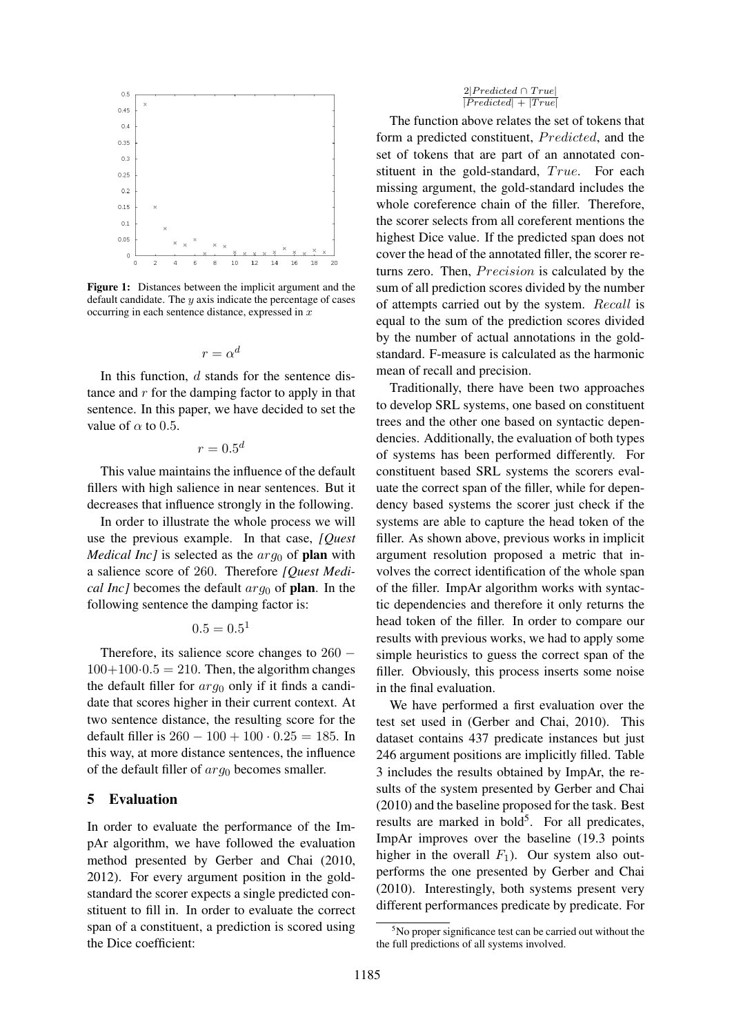Figure 1: Distances between the implicit argument and the default candidate. The $y$ axis indicate the percentage of cases occurring in each sentence distance, expressed in $x$

$$r = \alpha^d$$

In this function, $d$ stands for the sentence distance and $r$ for the damping factor to apply in that sentence. In this paper, we have decided to set the value of $\alpha$ to $0.5$.

$$r = 0.5^d$$

This value maintains the influence of the default fillers with high salience in near sentences. But it decreases that influence strongly in the following.

In order to illustrate the whole process we will use the previous example. In that case, *[Quest Medical Inc]* is selected as the $arg_0$ of **plan** with a salience score of 260. Therefore *[Quest Medical Inc]* becomes the default $arg_0$ of **plan**. In the following sentence the damping factor is:

$$0.5 = 0.5^1$$

Therefore, its salience score changes to $260 - 100 + 100 \cdot 0.5 = 210$. Then, the algorithm changes the default filler for $arg_0$ only if it finds a candidate that scores higher in their current context. At two sentence distance, the resulting score for the default filler is $260 - 100 + 100 \cdot 0.25 = 185$. In this way, at more distance sentences, the influence of the default filler of $arg_0$ becomes smaller.

## 5 Evaluation

In order to evaluate the performance of the ImpAr algorithm, we have followed the evaluation method presented by Gerber and Chai (2010, 2012). For every argument position in the gold-standard the scorer expects a single predicted constituent to fill in. In order to evaluate the correct span of a constituent, a prediction is scored using the Dice coefficient:

$$\frac{2|Predicted \cap True|}{|Predicted| + |True|}$$

The function above relates the set of tokens that form a predicted constituent, $Predicted$, and the set of tokens that are part of an annotated constituent in the gold-standard, $True$. For each missing argument, the gold-standard includes the whole coreference chain of the filler. Therefore, the scorer selects from all coreferent mentions the highest Dice value. If the predicted span does not cover the head of the annotated filler, the scorer returns zero. Then, $Precision$ is calculated by the sum of all prediction scores divided by the number of attempts carried out by the system. $Recall$ is equal to the sum of the prediction scores divided by the number of actual annotations in the gold-standard. F-measure is calculated as the harmonic mean of recall and precision.

Traditionally, there have been two approaches to develop SRL systems, one based on constituent trees and the other one based on syntactic dependencies. Additionally, the evaluation of both types of systems has been performed differently. For constituent based SRL systems the scorers evaluate the correct span of the filler, while for dependency based systems the scorer just check if the systems are able to capture the head token of the filler. As shown above, previous works in implicit argument resolution proposed a metric that involves the correct identification of the whole span of the filler. ImpAr algorithm works with syntactic dependencies and therefore it only returns the head token of the filler. In order to compare our results with previous works, we had to apply some simple heuristics to guess the correct span of the filler. Obviously, this process inserts some noise in the final evaluation.

We have performed a first evaluation over the test set used in (Gerber and Chai, 2010). This dataset contains 437 predicate instances but just 246 argument positions are implicitly filled. Table 3 includes the results obtained by ImpAr, the results of the system presented by Gerber and Chai (2010) and the baseline proposed for the task. Best results are marked in bold[5]. For all predicates, ImpAr improves over the baseline (19.3 points higher in the overall $F_1$). Our system also outperforms the one presented by Gerber and Chai (2010). Interestingly, both systems present very different performances predicate by predicate. For

[5]No proper significance test can be carried out without the the full predictions of all systems involved.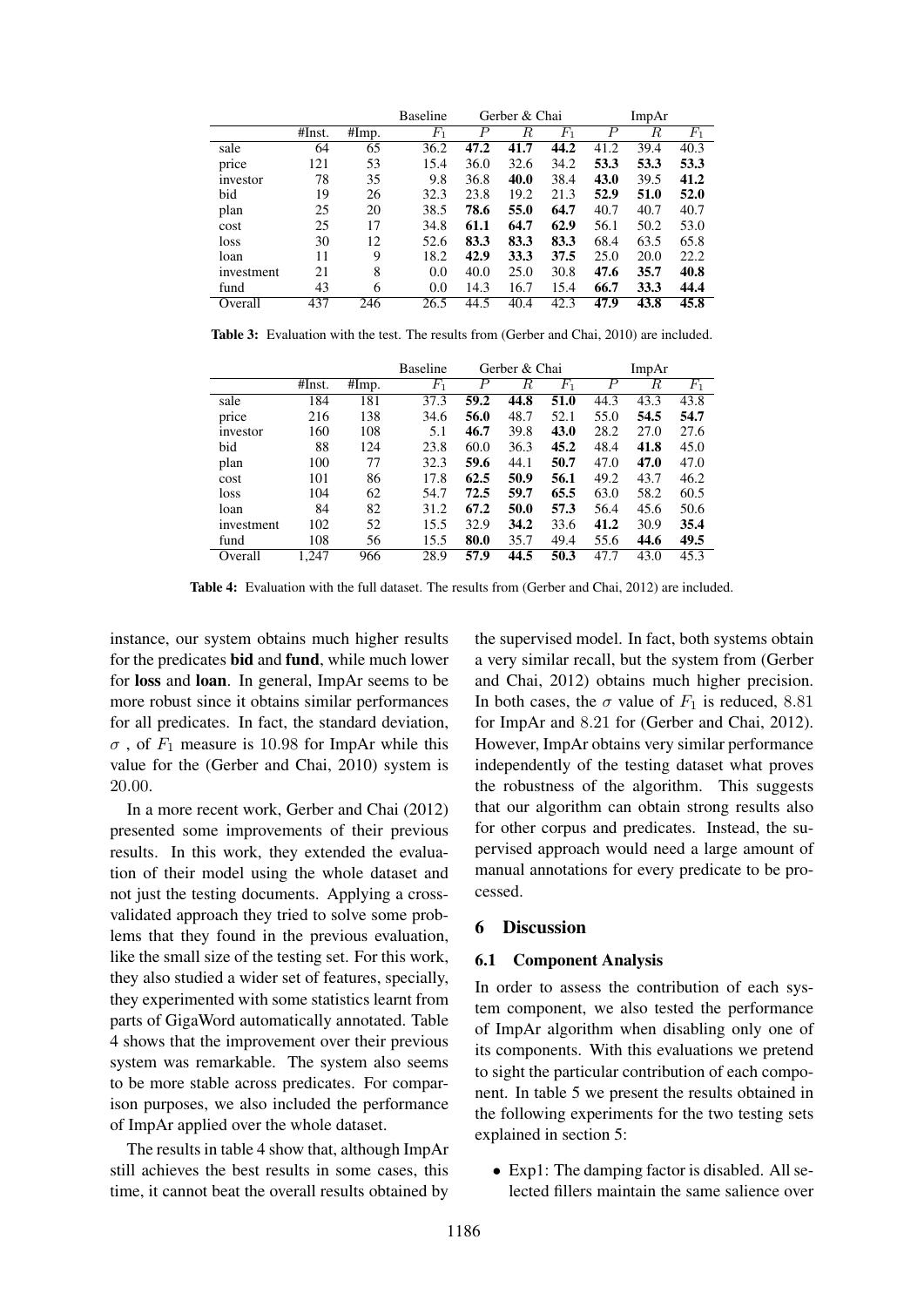| | | | Baseline | Gerber & Chai | | | ImpAr | | |
|---|---|---|---|---|---|---|---|---|---|
| | #Inst. | #Imp. | $F_1$ | $P$ | $R$ | $F_1$ | $P$ | $R$ | $F_1$ |
| sale | 64 | 65 | 36.2 | **47.2** | **41.7** | **44.2** | 41.2 | 39.4 | 40.3 |
| price | 121 | 53 | 15.4 | 36.0 | 32.6 | 34.2 | **53.3** | **53.3** | **53.3** |
| investor | 78 | 35 | 9.8 | 36.8 | **40.0** | 38.4 | **43.0** | 39.5 | **41.2** |
| bid | 19 | 26 | 32.3 | 23.8 | 19.2 | 21.3 | **52.9** | **51.0** | **52.0** |
| plan | 25 | 20 | 38.5 | **78.6** | **55.0** | **64.7** | 40.7 | 40.7 | 40.7 |
| cost | 25 | 17 | 34.8 | **61.1** | **64.7** | **62.9** | 56.1 | 50.2 | 53.0 |
| loss | 30 | 12 | 52.6 | **83.3** | **83.3** | **83.3** | 68.4 | 63.5 | 65.8 |
| loan | 11 | 9 | 18.2 | **42.9** | **33.3** | **37.5** | 25.0 | 20.0 | 22.2 |
| investment | 21 | 8 | 0.0 | 40.0 | 25.0 | 30.8 | **47.6** | **35.7** | **40.8** |
| fund | 43 | 6 | 0.0 | 14.3 | 16.7 | 15.4 | **66.7** | **33.3** | **44.4** |
| Overall | 437 | 246 | 26.5 | 44.5 | 40.4 | 42.3 | **47.9** | **43.8** | **45.8** |

**Table 3:** Evaluation with the test. The results from (Gerber and Chai, 2010) are included.

| | | | Baseline | Gerber & Chai | | | ImpAr | | |
|---|---|---|---|---|---|---|---|---|---|
| | #Inst. | #Imp. | $F_1$ | $P$ | $R$ | $F_1$ | $P$ | $R$ | $F_1$ |
| sale | 184 | 181 | 37.3 | **59.2** | **44.8** | **51.0** | 44.3 | 43.3 | 43.8 |
| price | 216 | 138 | 34.6 | **56.0** | 48.7 | 52.1 | 55.0 | **54.5** | **54.7** |
| investor | 160 | 108 | 5.1 | **46.7** | 39.8 | **43.0** | 28.2 | 27.0 | 27.6 |
| bid | 88 | 124 | 23.8 | 60.0 | 36.3 | **45.2** | 48.4 | **41.8** | 45.0 |
| plan | 100 | 77 | 32.3 | **59.6** | 44.1 | **50.7** | 47.0 | **47.0** | 47.0 |
| cost | 101 | 86 | 17.8 | **62.5** | **50.9** | **56.1** | 49.2 | 43.7 | 46.2 |
| loss | 104 | 62 | 54.7 | **72.5** | **59.7** | **65.5** | 63.0 | 58.2 | 60.5 |
| loan | 84 | 82 | 31.2 | **67.2** | **50.0** | **57.3** | 56.4 | 45.6 | 50.6 |
| investment | 102 | 52 | 15.5 | 32.9 | **34.2** | 33.6 | **41.2** | 30.9 | **35.4** |
| fund | 108 | 56 | 15.5 | **80.0** | 35.7 | 49.4 | 55.6 | **44.6** | **49.5** |
| Overall | 1,247 | 966 | 28.9 | **57.9** | **44.5** | **50.3** | 47.7 | 43.0 | 45.3 |

**Table 4:** Evaluation with the full dataset. The results from (Gerber and Chai, 2012) are included.

instance, our system obtains much higher results for the predicates **bid** and **fund**, while much lower for **loss** and **loan**. In general, ImpAr seems to be more robust since it obtains similar performances for all predicates. In fact, the standard deviation, $\sigma$ , of $F_1$ measure is 10.98 for ImpAr while this value for the (Gerber and Chai, 2010) system is 20.00.

In a more recent work, Gerber and Chai (2012) presented some improvements of their previous results. In this work, they extended the evaluation of their model using the whole dataset and not just the testing documents. Applying a cross-validated approach they tried to solve some problems that they found in the previous evaluation, like the small size of the testing set. For this work, they also studied a wider set of features, specially, they experimented with some statistics learnt from parts of GigaWord automatically annotated. Table 4 shows that the improvement over their previous system was remarkable. The system also seems to be more stable across predicates. For comparison purposes, we also included the performance of ImpAr applied over the whole dataset.

The results in table 4 show that, although ImpAr still achieves the best results in some cases, this time, it cannot beat the overall results obtained by the supervised model. In fact, both systems obtain a very similar recall, but the system from (Gerber and Chai, 2012) obtains much higher precision. In both cases, the $\sigma$ value of $F_1$ is reduced, 8.81 for ImpAr and 8.21 for (Gerber and Chai, 2012). However, ImpAr obtains very similar performance independently of the testing dataset what proves the robustness of the algorithm. This suggests that our algorithm can obtain strong results also for other corpus and predicates. Instead, the supervised approach would need a large amount of manual annotations for every predicate to be processed.

## 6 Discussion

### 6.1 Component Analysis

In order to assess the contribution of each system component, we also tested the performance of ImpAr algorithm when disabling only one of its components. With this evaluations we pretend to sight the particular contribution of each component. In table 5 we present the results obtained in the following experiments for the two testing sets explained in section 5:

- Exp1: The damping factor is disabled. All selected fillers maintain the same salience over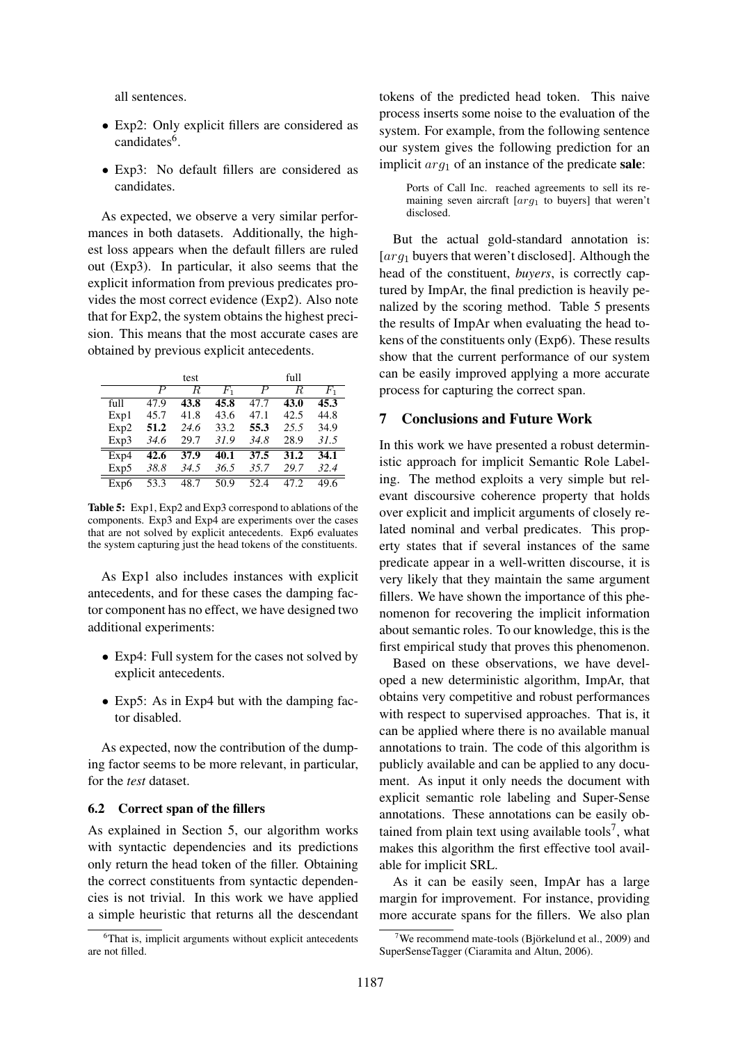all sentences.

- Exp2: Only explicit fillers are considered as candidates[6].
- Exp3: No default fillers are considered as candidates.

As expected, we observe a very similar performances in both datasets. Additionally, the highest loss appears when the default fillers are ruled out (Exp3). In particular, it also seems that the explicit information from previous predicates provides the most correct evidence (Exp2). Also note that for Exp2, the system obtains the highest precision. This means that the most accurate cases are obtained by previous explicit antecedents.

| | test | | | full | | |
|---|---|---|---|---|---|---|
| | $P$ | $R$ | $F_1$ | $P$ | $R$ | $F_1$ |
| full | 47.9 | **43.8** | **45.8** | 47.7 | **43.0** | **45.3** |
| Exp1 | 45.7 | 41.8 | 43.6 | 47.1 | 42.5 | 44.8 |
| Exp2 | **51.2** | *24.6* | 33.2 | **55.3** | *25.5* | 34.9 |
| Exp3 | *34.6* | 29.7 | *31.9* | *34.8* | 28.9 | *31.5* |
| Exp4 | **42.6** | **37.9** | **40.1** | **37.5** | **31.2** | **34.1** |
| Exp5 | *38.8* | *34.5* | *36.5* | *35.7* | *29.7* | *32.4* |
| Exp6 | 53.3 | 48.7 | 50.9 | 52.4 | 47.2 | 49.6 |

**Table 5:** Exp1, Exp2 and Exp3 correspond to ablations of the components. Exp3 and Exp4 are experiments over the cases that are not solved by explicit antecedents. Exp6 evaluates the system capturing just the head tokens of the constituents.

As Exp1 also includes instances with explicit antecedents, and for these cases the damping factor component has no effect, we have designed two additional experiments:

- Exp4: Full system for the cases not solved by explicit antecedents.
- Exp5: As in Exp4 but with the damping factor disabled.

As expected, now the contribution of the dumping factor seems to be more relevant, in particular, for the *test* dataset.

### 6.2 Correct span of the fillers

As explained in Section 5, our algorithm works with syntactic dependencies and its predictions only return the head token of the filler. Obtaining the correct constituents from syntactic dependencies is not trivial. In this work we have applied a simple heuristic that returns all the descendant tokens of the predicted head token. This naive process inserts some noise to the evaluation of the system. For example, from the following sentence our system gives the following prediction for an implicit $arg_1$ of an instance of the predicate **sale**:

> Ports of Call Inc. reached agreements to sell its remaining seven aircraft [$arg_1$ to buyers] that weren't disclosed.

But the actual gold-standard annotation is: [$arg_1$ buyers that weren't disclosed]. Although the head of the constituent, *buyers*, is correctly captured by ImpAr, the final prediction is heavily penalized by the scoring method. Table 5 presents the results of ImpAr when evaluating the head tokens of the constituents only (Exp6). These results show that the current performance of our system can be easily improved applying a more accurate process for capturing the correct span.

## 7 Conclusions and Future Work

In this work we have presented a robust deterministic approach for implicit Semantic Role Labeling. The method exploits a very simple but relevant discoursive coherence property that holds over explicit and implicit arguments of closely related nominal and verbal predicates. This property states that if several instances of the same predicate appear in a well-written discourse, it is very likely that they maintain the same argument fillers. We have shown the importance of this phenomenon for recovering the implicit information about semantic roles. To our knowledge, this is the first empirical study that proves this phenomenon.

Based on these observations, we have developed a new deterministic algorithm, ImpAr, that obtains very competitive and robust performances with respect to supervised approaches. That is, it can be applied where there is no available manual annotations to train. The code of this algorithm is publicly available and can be applied to any document. As input it only needs the document with explicit semantic role labeling and Super-Sense annotations. These annotations can be easily obtained from plain text using available tools[7], what makes this algorithm the first effective tool available for implicit SRL.

As it can be easily seen, ImpAr has a large margin for improvement. For instance, providing more accurate spans for the fillers. We also plan

[6] That is, implicit arguments without explicit antecedents are not filled.

[7] We recommend mate-tools (Björkelund et al., 2009) and SuperSenseTagger (Ciaramita and Altun, 2006).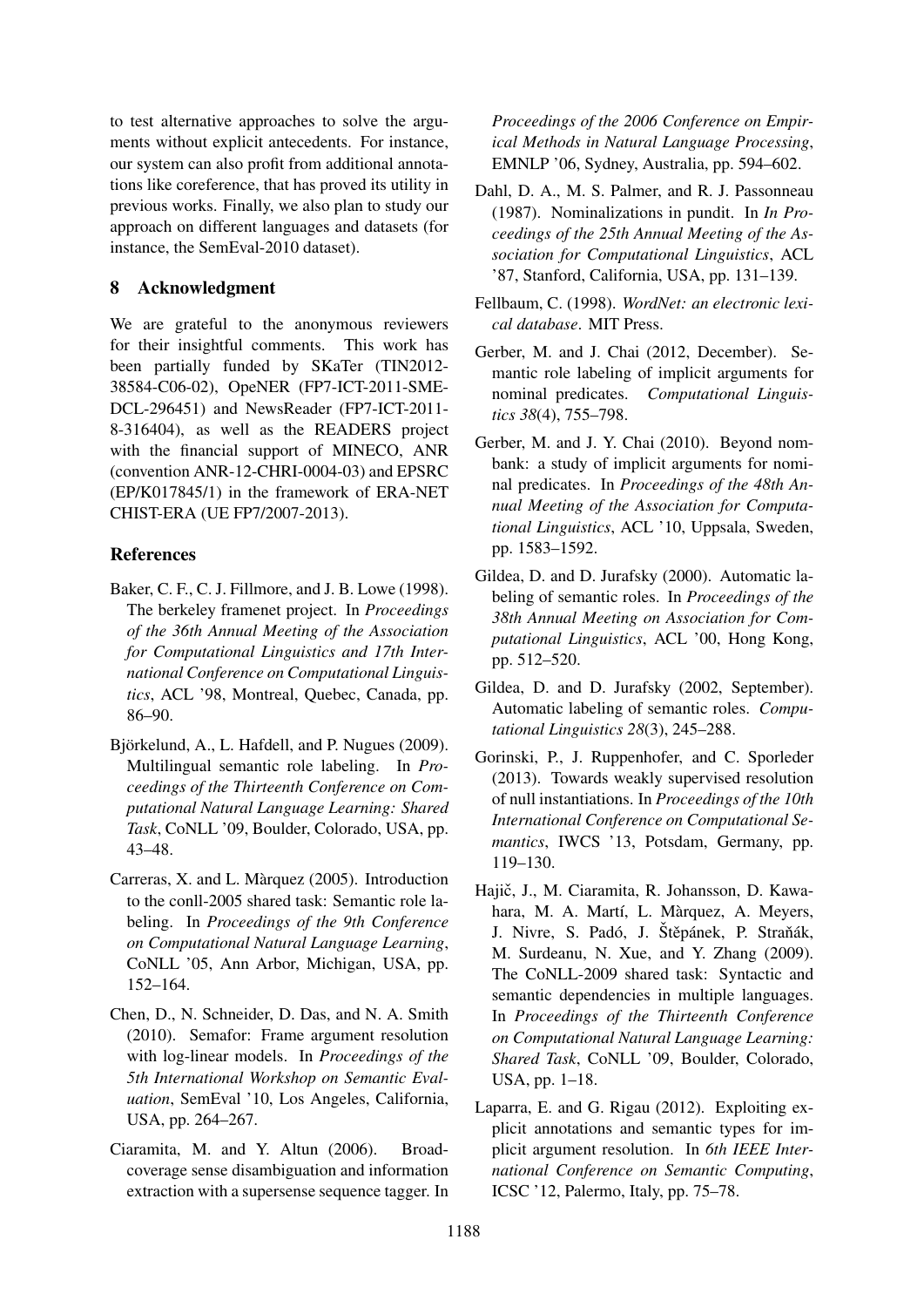to test alternative approaches to solve the arguments without explicit antecedents. For instance, our system can also profit from additional annotations like coreference, that has proved its utility in previous works. Finally, we also plan to study our approach on different languages and datasets (for instance, the SemEval-2010 dataset).

## 8 Acknowledgment

We are grateful to the anonymous reviewers for their insightful comments. This work has been partially funded by SKaTer (TIN2012-38584-C06-02), OpeNER (FP7-ICT-2011-SME-DCL-296451) and NewsReader (FP7-ICT-2011-8-316404), as well as the READERS project with the financial support of MINECO, ANR (convention ANR-12-CHRI-0004-03) and EPSRC (EP/K017845/1) in the framework of ERA-NET CHIST-ERA (UE FP7/2007-2013).

## References

Baker, C. F., C. J. Fillmore, and J. B. Lowe (1998). The berkeley framenet project. In *Proceedings of the 36th Annual Meeting of the Association for Computational Linguistics and 17th International Conference on Computational Linguistics*, ACL '98, Montreal, Quebec, Canada, pp. 86–90.

Björkelund, A., L. Hafdell, and P. Nugues (2009). Multilingual semantic role labeling. In *Proceedings of the Thirteenth Conference on Computational Natural Language Learning: Shared Task*, CoNLL '09, Boulder, Colorado, USA, pp. 43–48.

Carreras, X. and L. Màrquez (2005). Introduction to the conll-2005 shared task: Semantic role labeling. In *Proceedings of the 9th Conference on Computational Natural Language Learning*, CoNLL '05, Ann Arbor, Michigan, USA, pp. 152–164.

Chen, D., N. Schneider, D. Das, and N. A. Smith (2010). Semafor: Frame argument resolution with log-linear models. In *Proceedings of the 5th International Workshop on Semantic Evaluation*, SemEval '10, Los Angeles, California, USA, pp. 264–267.

Ciaramita, M. and Y. Altun (2006). Broad-coverage sense disambiguation and information extraction with a supersense sequence tagger. In *Proceedings of the 2006 Conference on Empirical Methods in Natural Language Processing*, EMNLP '06, Sydney, Australia, pp. 594–602.

Dahl, D. A., M. S. Palmer, and R. J. Passonneau (1987). Nominalizations in pundit. In *In Proceedings of the 25th Annual Meeting of the Association for Computational Linguistics*, ACL '87, Stanford, California, USA, pp. 131–139.

Fellbaum, C. (1998). *WordNet: an electronic lexical database*. MIT Press.

Gerber, M. and J. Chai (2012, December). Semantic role labeling of implicit arguments for nominal predicates. *Computational Linguistics 38*(4), 755–798.

Gerber, M. and J. Y. Chai (2010). Beyond nombank: a study of implicit arguments for nominal predicates. In *Proceedings of the 48th Annual Meeting of the Association for Computational Linguistics*, ACL '10, Uppsala, Sweden, pp. 1583–1592.

Gildea, D. and D. Jurafsky (2000). Automatic labeling of semantic roles. In *Proceedings of the 38th Annual Meeting on Association for Computational Linguistics*, ACL '00, Hong Kong, pp. 512–520.

Gildea, D. and D. Jurafsky (2002, September). Automatic labeling of semantic roles. *Computational Linguistics 28*(3), 245–288.

Gorinski, P., J. Ruppenhofer, and C. Sporleder (2013). Towards weakly supervised resolution of null instantiations. In *Proceedings of the 10th International Conference on Computational Semantics*, IWCS '13, Potsdam, Germany, pp. 119–130.

Hajič, J., M. Ciaramita, R. Johansson, D. Kawahara, M. A. Martí, L. Màrquez, A. Meyers, J. Nivre, S. Padó, J. Štěpánek, P. Straňák, M. Surdeanu, N. Xue, and Y. Zhang (2009). The CoNLL-2009 shared task: Syntactic and semantic dependencies in multiple languages. In *Proceedings of the Thirteenth Conference on Computational Natural Language Learning: Shared Task*, CoNLL '09, Boulder, Colorado, USA, pp. 1–18.

Laparra, E. and G. Rigau (2012). Exploiting explicit annotations and semantic types for implicit argument resolution. In *6th IEEE International Conference on Semantic Computing*, ICSC '12, Palermo, Italy, pp. 75–78.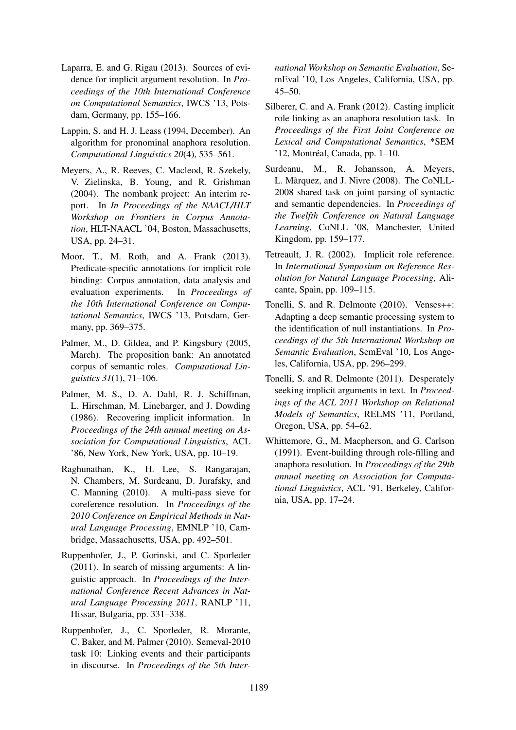Laparra, E. and G. Rigau (2013). Sources of evidence for implicit argument resolution. In *Proceedings of the 10th International Conference on Computational Semantics*, IWCS '13, Potsdam, Germany, pp. 155–166.

Lappin, S. and H. J. Leass (1994, December). An algorithm for pronominal anaphora resolution. *Computational Linguistics 20*(4), 535–561.

Meyers, A., R. Reeves, C. Macleod, R. Szekely, V. Zielinska, B. Young, and R. Grishman (2004). The nombank project: An interim report. In *In Proceedings of the NAACL/HLT Workshop on Frontiers in Corpus Annotation*, HLT-NAACL '04, Boston, Massachusetts, USA, pp. 24–31.

Moor, T., M. Roth, and A. Frank (2013). Predicate-specific annotations for implicit role binding: Corpus annotation, data analysis and evaluation experiments. In *Proceedings of the 10th International Conference on Computational Semantics*, IWCS '13, Potsdam, Germany, pp. 369–375.

Palmer, M., D. Gildea, and P. Kingsbury (2005, March). The proposition bank: An annotated corpus of semantic roles. *Computational Linguistics 31*(1), 71–106.

Palmer, M. S., D. A. Dahl, R. J. Schiffman, L. Hirschman, M. Linebarger, and J. Dowding (1986). Recovering implicit information. In *Proceedings of the 24th annual meeting on Association for Computational Linguistics*, ACL '86, New York, New York, USA, pp. 10–19.

Raghunathan, K., H. Lee, S. Rangarajan, N. Chambers, M. Surdeanu, D. Jurafsky, and C. Manning (2010). A multi-pass sieve for coreference resolution. In *Proceedings of the 2010 Conference on Empirical Methods in Natural Language Processing*, EMNLP '10, Cambridge, Massachusetts, USA, pp. 492–501.

Ruppenhofer, J., P. Gorinski, and C. Sporleder (2011). In search of missing arguments: A linguistic approach. In *Proceedings of the International Conference Recent Advances in Natural Language Processing 2011*, RANLP '11, Hissar, Bulgaria, pp. 331–338.

Ruppenhofer, J., C. Sporleder, R. Morante, C. Baker, and M. Palmer (2010). Semeval-2010 task 10: Linking events and their participants in discourse. In *Proceedings of the 5th International Workshop on Semantic Evaluation*, SemEval '10, Los Angeles, California, USA, pp. 45–50.

Silberer, C. and A. Frank (2012). Casting implicit role linking as an anaphora resolution task. In *Proceedings of the First Joint Conference on Lexical and Computational Semantics*, *SEM '12, Montréal, Canada, pp. 1–10.

Surdeanu, M., R. Johansson, A. Meyers, L. Màrquez, and J. Nivre (2008). The CoNLL-2008 shared task on joint parsing of syntactic and semantic dependencies. In *Proceedings of the Twelfth Conference on Natural Language Learning*, CoNLL '08, Manchester, United Kingdom, pp. 159–177.

Tetreault, J. R. (2002). Implicit role reference. In *International Symposium on Reference Resolution for Natural Language Processing*, Alicante, Spain, pp. 109–115.

Tonelli, S. and R. Delmonte (2010). Venses++: Adapting a deep semantic processing system to the identification of null instantiations. In *Proceedings of the 5th International Workshop on Semantic Evaluation*, SemEval '10, Los Angeles, California, USA, pp. 296–299.

Tonelli, S. and R. Delmonte (2011). Desperately seeking implicit arguments in text. In *Proceedings of the ACL 2011 Workshop on Relational Models of Semantics*, RELMS '11, Portland, Oregon, USA, pp. 54–62.

Whittemore, G., M. Macpherson, and G. Carlson (1991). Event-building through role-filling and anaphora resolution. In *Proceedings of the 29th annual meeting on Association for Computational Linguistics*, ACL '91, Berkeley, California, USA, pp. 17–24.